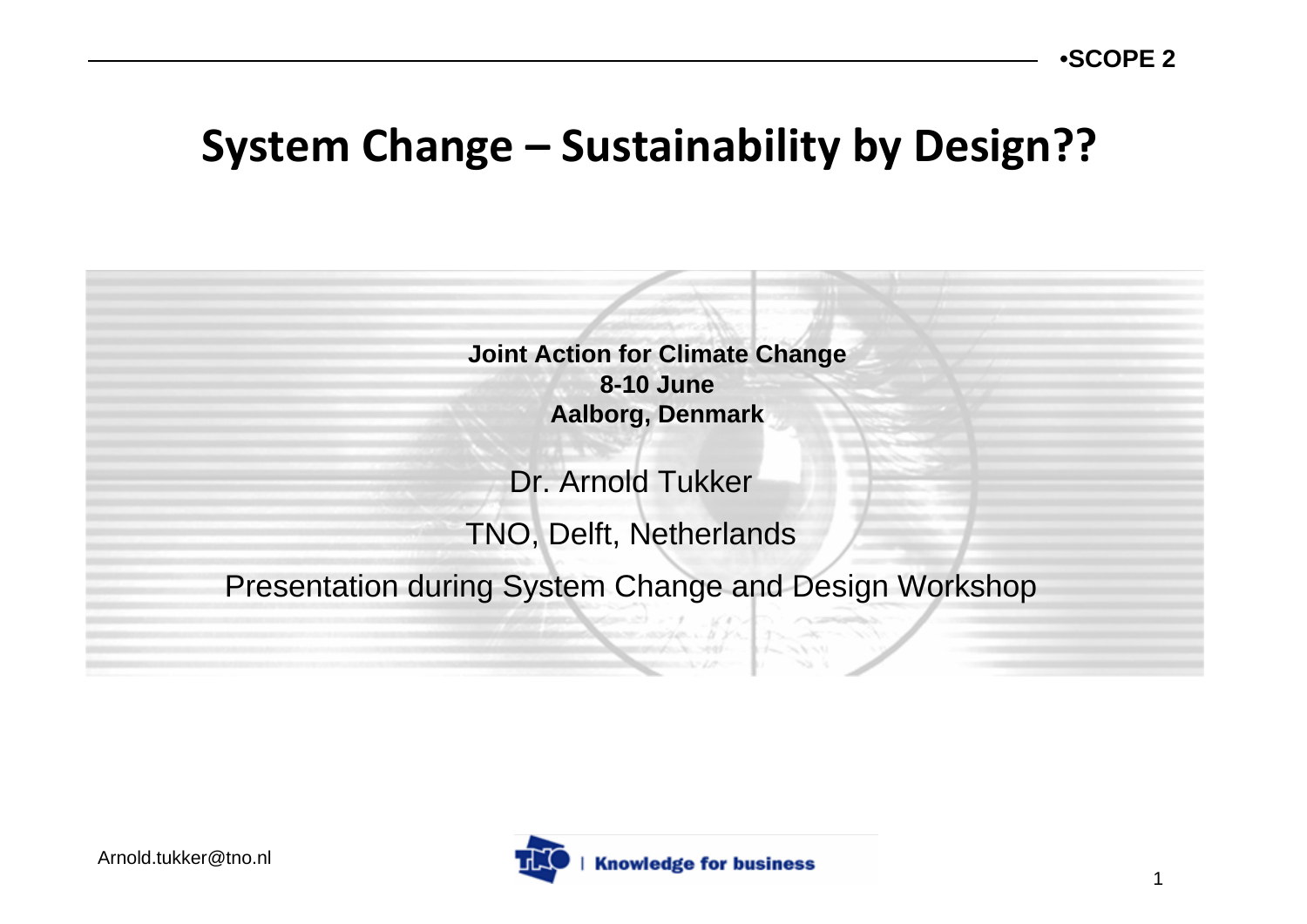•SCOPE 2

# System Change – Sustainability by Design??

**Joint Action for Climate Change**
**8-10 June**
**Aalborg, Denmark**

Dr. Arnold Tukker

TNO, Delft, Netherlands

Presentation during System Change and Design Workshop

Arnold.tukker@tno.nl

TNO | Knowledge for business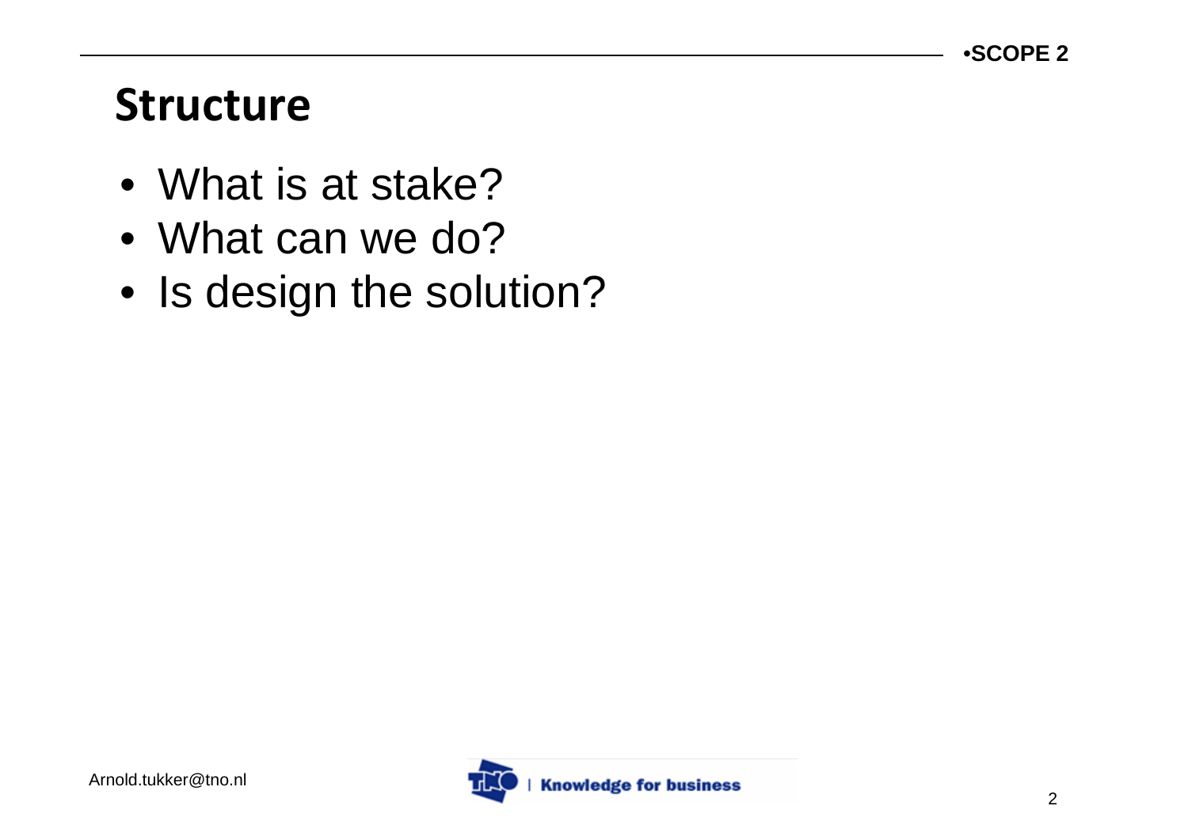# Structure

- What is at stake?
- What can we do?
- Is design the solution?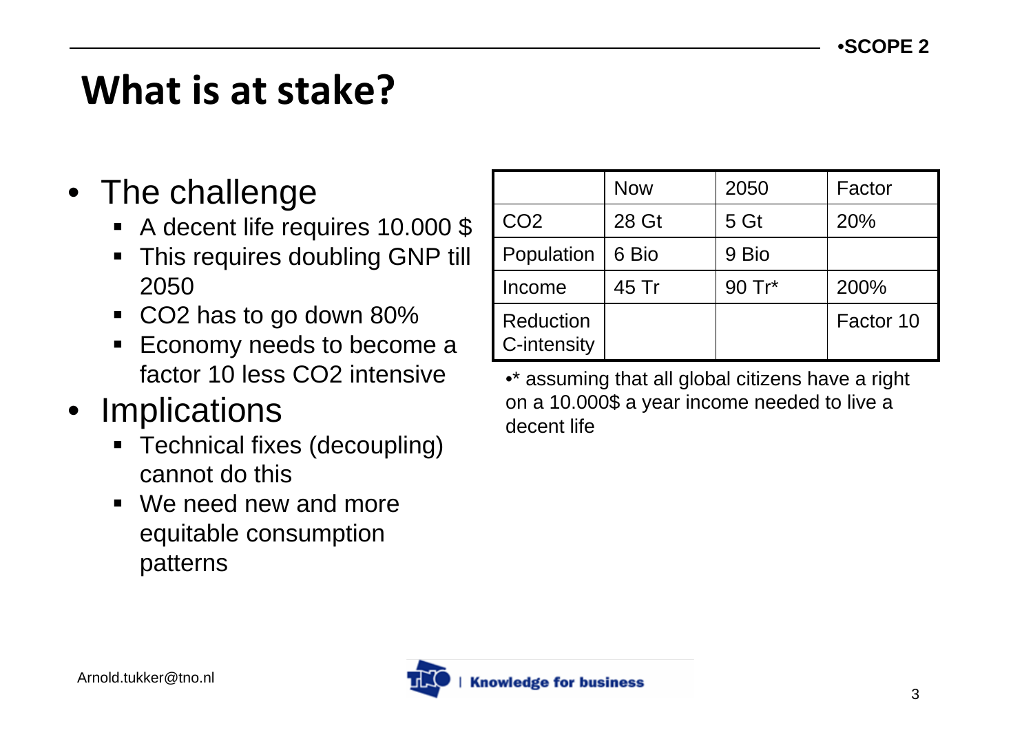•**SCOPE 2**

# What is at stake?

- The challenge
  - A decent life requires 10.000 $
  - This requires doubling GNP till 2050
  - $CO_2$ has to go down 80%
  - Economy needs to become a factor 10 less $CO_2$ intensive
- Implications
  - Technical fixes (decoupling) cannot do this
  - We need new and more equitable consumption patterns

| | Now | 2050 | Factor |
|---|---|---|---|
| $CO_2$ | 28 Gt | 5 Gt | 20% |
| Population | 6 Bio | 9 Bio | |
| Income | 45 Tr | 90 Tr* | 200% |
| Reduction C-intensity | | | Factor 10 |

•* assuming that all global citizens have a right on a 10.000$ a year income needed to live a decent life

Arnold.tukker@tno.nl

Knowledge for business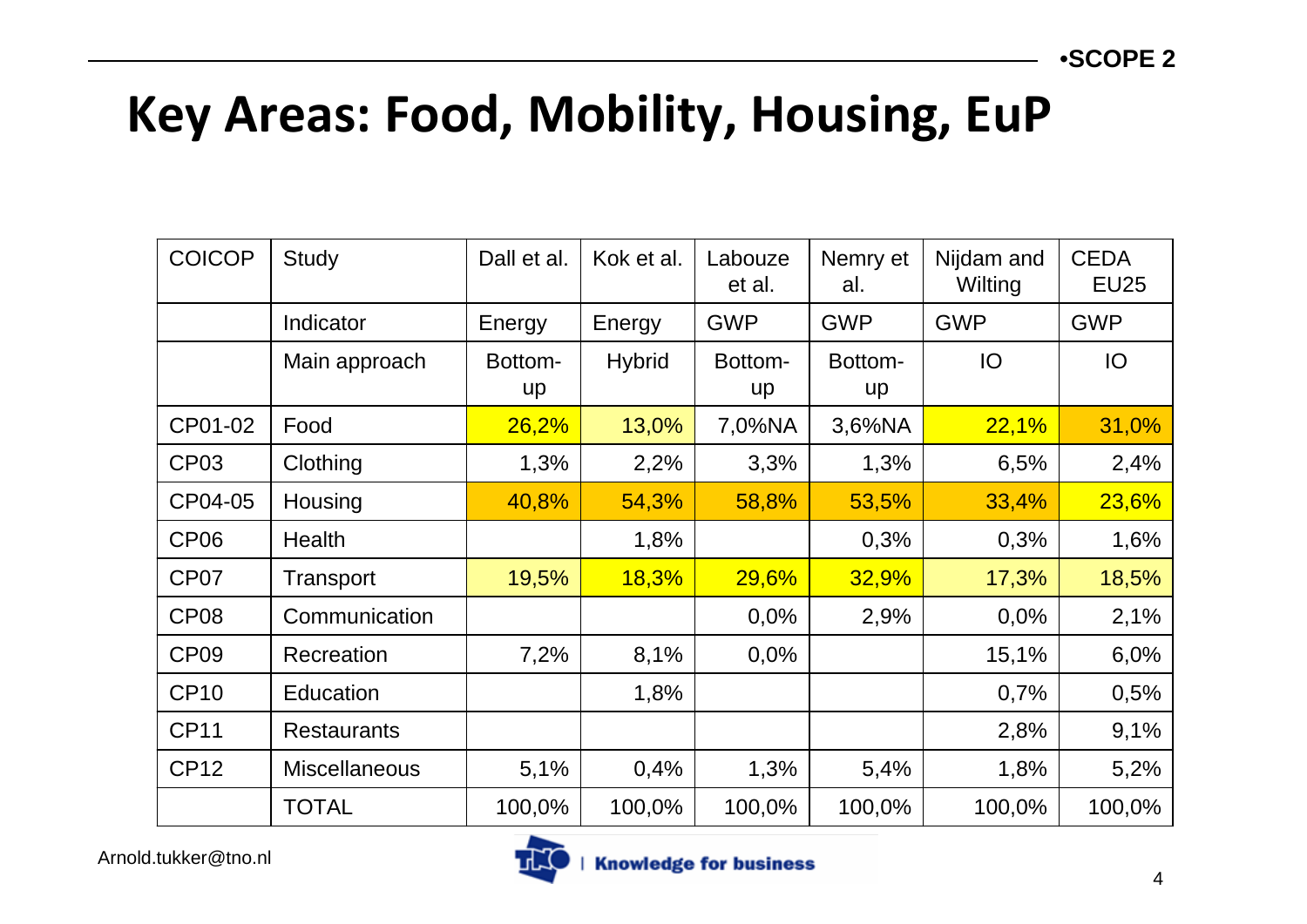•SCOPE 2

# Key Areas: Food, Mobility, Housing, EuP

| COICOP | Study | Dall et al. | Kok et al. | Labouze et al. | Nemry et al. | Nijdam and Wilting | CEDA EU25 |
|---|---|---|---|---|---|---|---|
| | Indicator | Energy | Energy | GWP | GWP | GWP | GWP |
| | Main approach | Bottom-up | Hybrid | Bottom-up | Bottom-up | IO | IO |
| CP01-02 | Food | 26,2% | 13,0% | 7,0%NA | 3,6%NA | 22,1% | 31,0% |
| CP03 | Clothing | 1,3% | 2,2% | 3,3% | 1,3% | 6,5% | 2,4% |
| CP04-05 | Housing | 40,8% | 54,3% | 58,8% | 53,5% | 33,4% | 23,6% |
| CP06 | Health | | 1,8% | | 0,3% | 0,3% | 1,6% |
| CP07 | Transport | 19,5% | 18,3% | 29,6% | 32,9% | 17,3% | 18,5% |
| CP08 | Communication | | | 0,0% | 2,9% | 0,0% | 2,1% |
| CP09 | Recreation | 7,2% | 8,1% | 0,0% | | 15,1% | 6,0% |
| CP10 | Education | | 1,8% | | | 0,7% | 0,5% |
| CP11 | Restaurants | | | | | 2,8% | 9,1% |
| CP12 | Miscellaneous | 5,1% | 0,4% | 1,3% | 5,4% | 1,8% | 5,2% |
| | TOTAL | 100,0% | 100,0% | 100,0% | 100,0% | 100,0% | 100,0% |

Arnold.tukker@tno.nl

TNO | Knowledge for business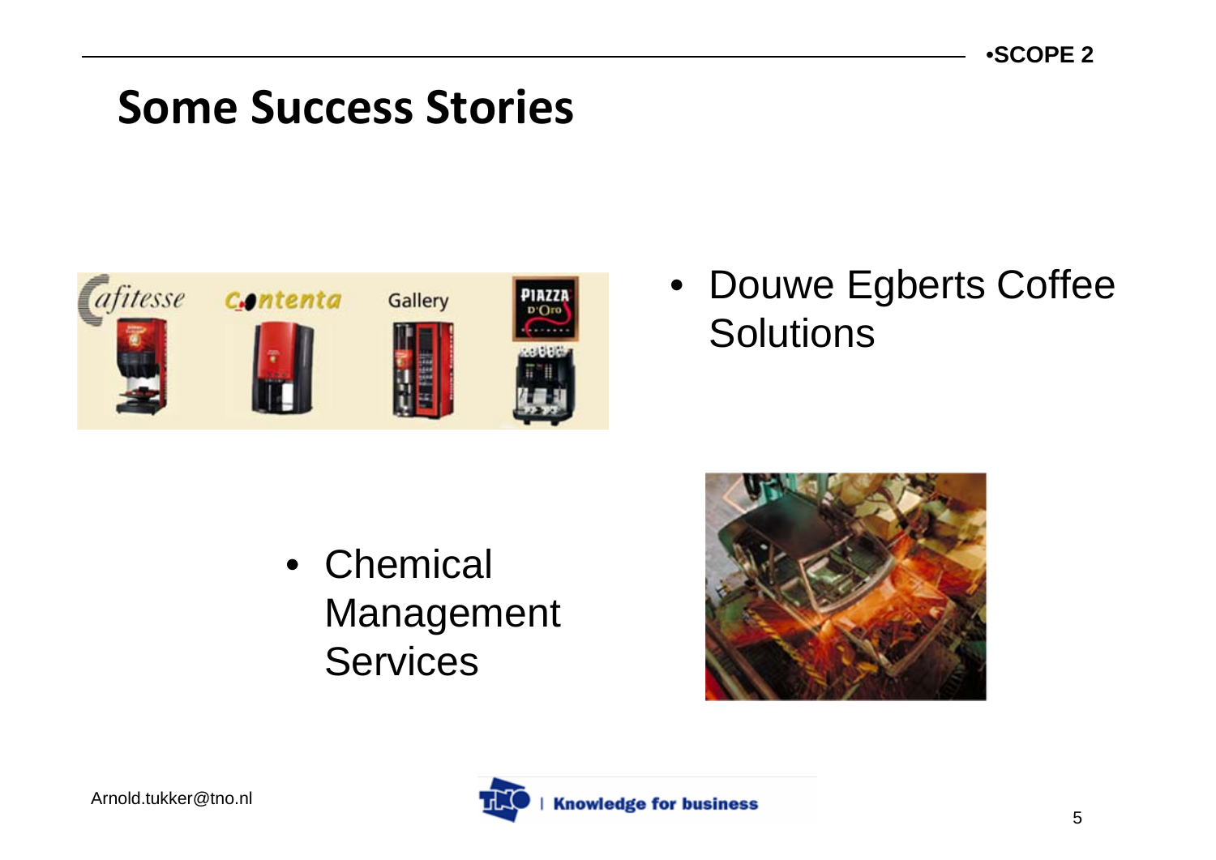# Some Success Stories

- Douwe Egberts Coffee Solutions

- Chemical Management Services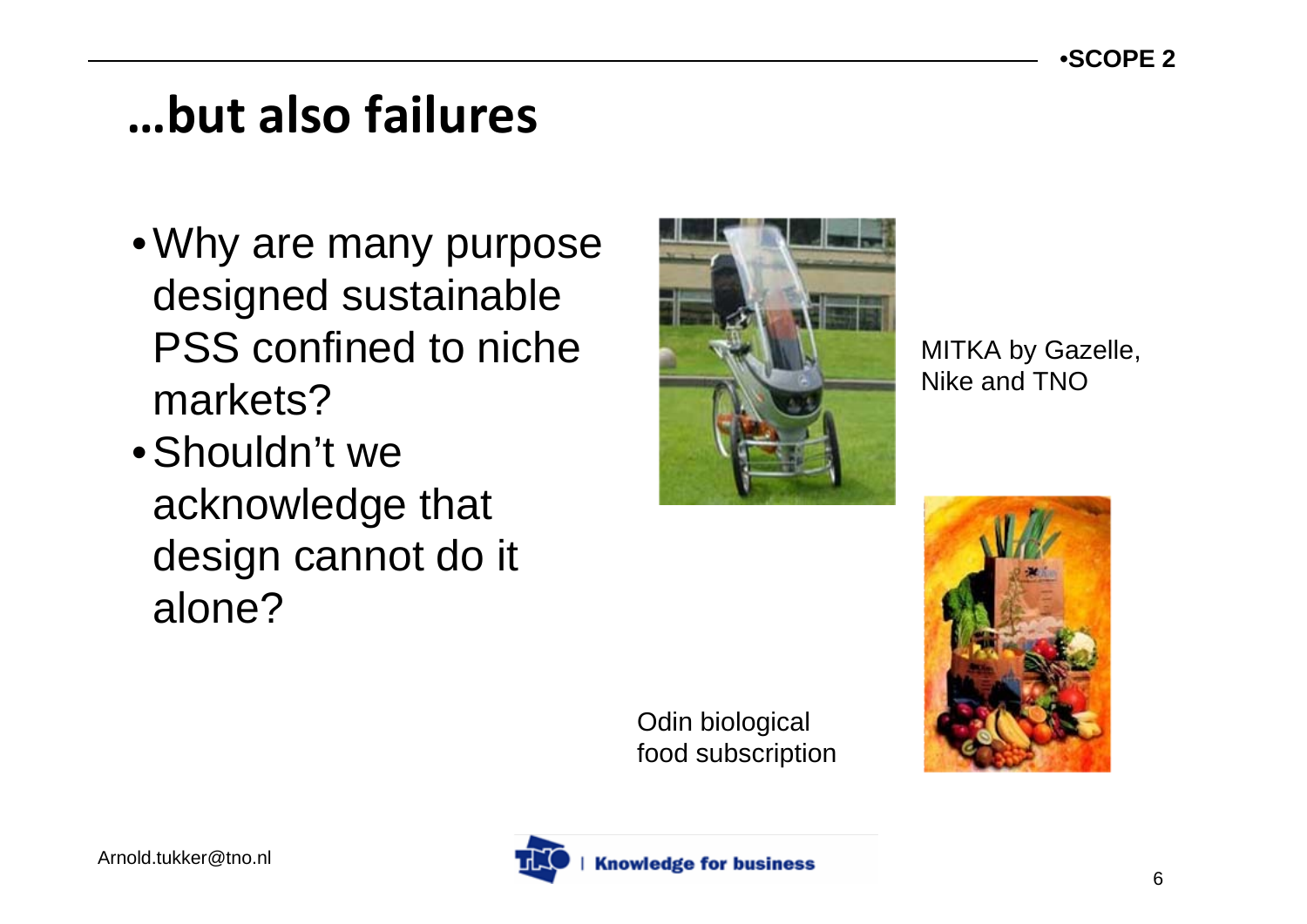# …but also failures

- Why are many purpose designed sustainable PSS confined to niche markets?
- Shouldn't we acknowledge that design cannot do it alone?

MITKA by Gazelle, Nike and TNO

Odin biological food subscription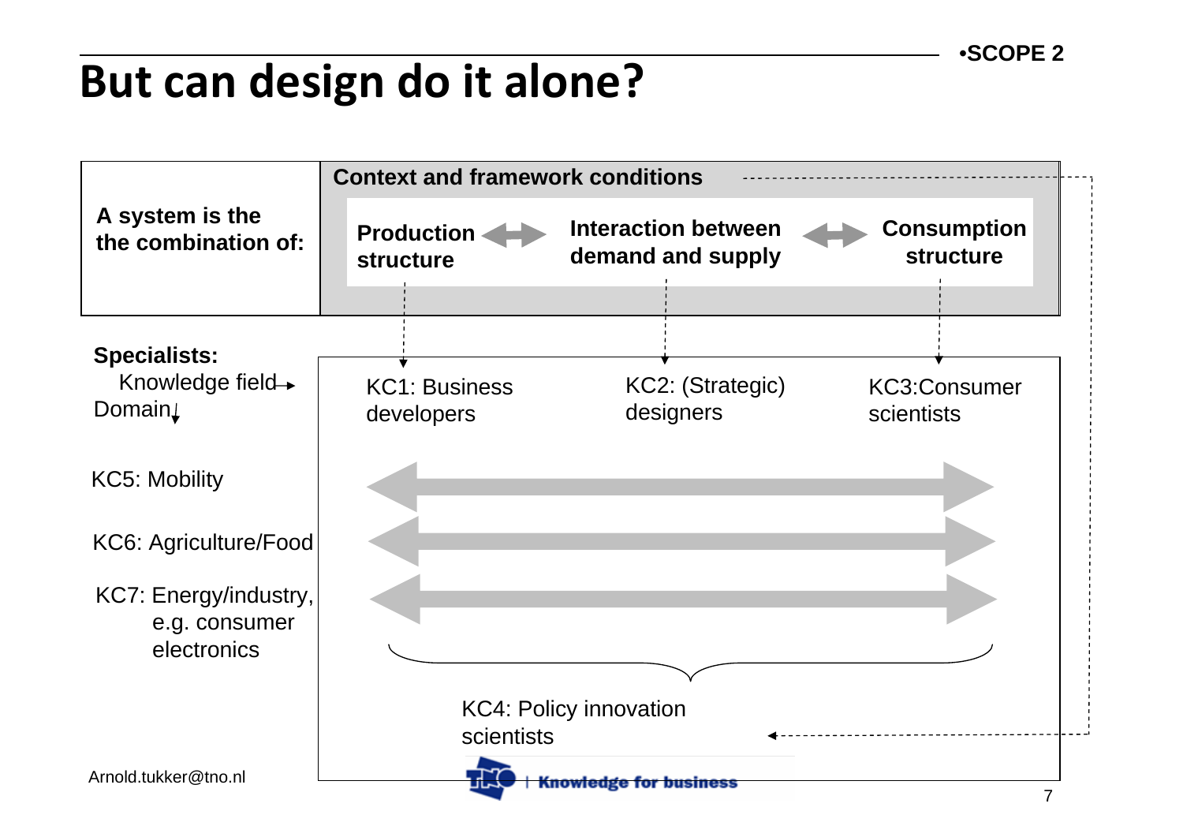# But can design do it alone?

•SCOPE 2

**A system is the the combination of:**

**Context and framework conditions**

**Production structure** ↔ **Interaction between demand and supply** ↔ **Consumption structure**

**Specialists:**
Knowledge field →
Domain ↓

| | KC1: Business developers | KC2: (Strategic) designers | KC3:Consumer scientists |
|---|---|---|---|
| KC5: Mobility | | | |
| KC6: Agriculture/Food | | | |
| KC7: Energy/industry, e.g. consumer electronics | | | |

KC4: Policy innovation scientists

Arnold.tukker@tno.nl

TNO | Knowledge for business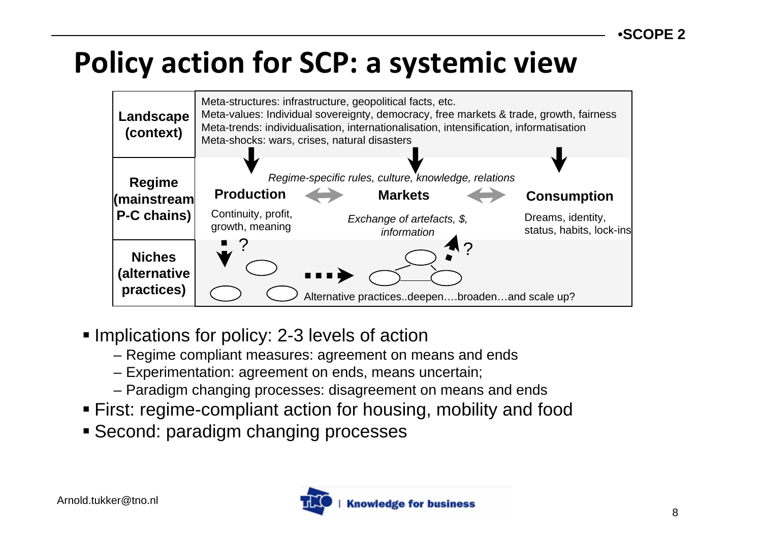# Policy action for SCP: a systemic view

| | |
|---|---|
| **Landscape (context)** | Meta-structures: infrastructure, geopolitical facts, etc.<br>Meta-values: Individual sovereignty, democracy, free markets & trade, growth, fairness<br>Meta-trends: individualisation, internationalisation, intensification, informatisation<br>Meta-shocks: wars, crises, natural disasters |
| **Regime (mainstream P-C chains)** | *Regime-specific rules, culture, knowledge, relations*<br>**Production** — Continuity, profit, growth, meaning<br>**Markets** — *Exchange of artefacts, $, information*<br>**Consumption** — Dreams, identity, status, habits, lock-ins |
| **Niches (alternative practices)** | Alternative practices..deepen….broaden…and scale up? |

- Implications for policy: 2-3 levels of action
  - Regime compliant measures: agreement on means and ends
  - Experimentation: agreement on ends, means uncertain;
  - Paradigm changing processes: disagreement on means and ends
- First: regime-compliant action for housing, mobility and food
- Second: paradigm changing processes

Arnold.tukker@tno.nl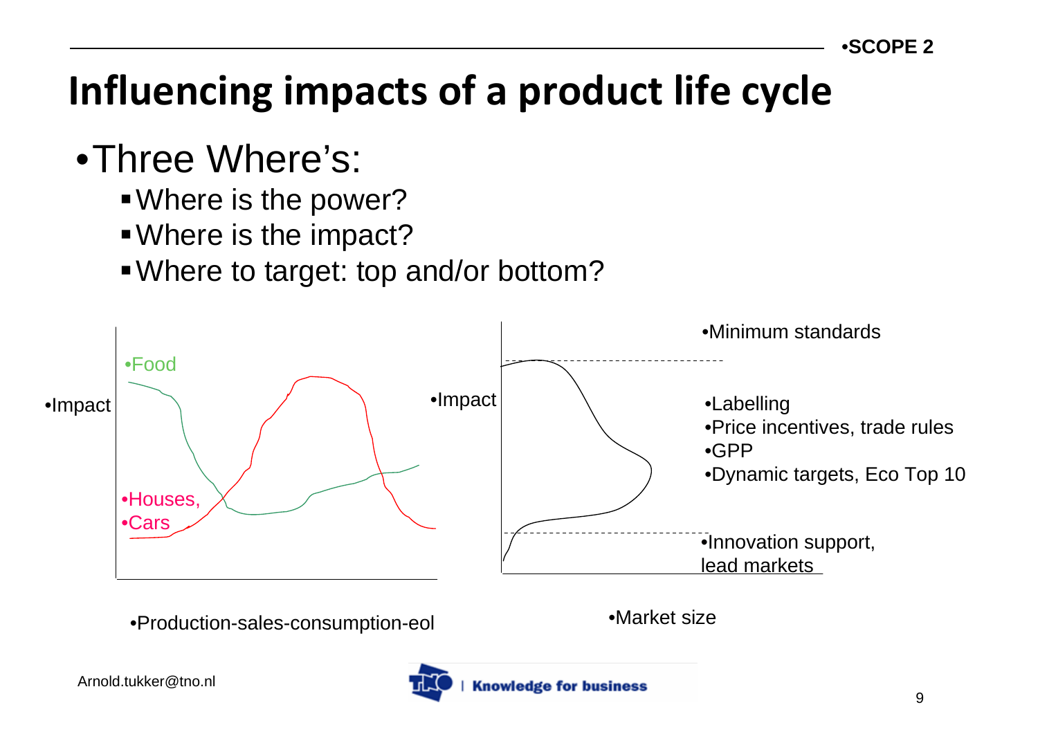•SCOPE 2

# Influencing impacts of a product life cycle

- Three Where's:
  - Where is the power?
  - Where is the impact?
  - Where to target: top and/or bottom?

•Food

•Impact

•Houses,

•Cars

•Production-sales-consumption-eol

•Impact

•Minimum standards

•Labelling

•Price incentives, trade rules

•GPP

•Dynamic targets, Eco Top 10

•Innovation support, lead markets

•Market size

Arnold.tukker@tno.nl

Knowledge for business